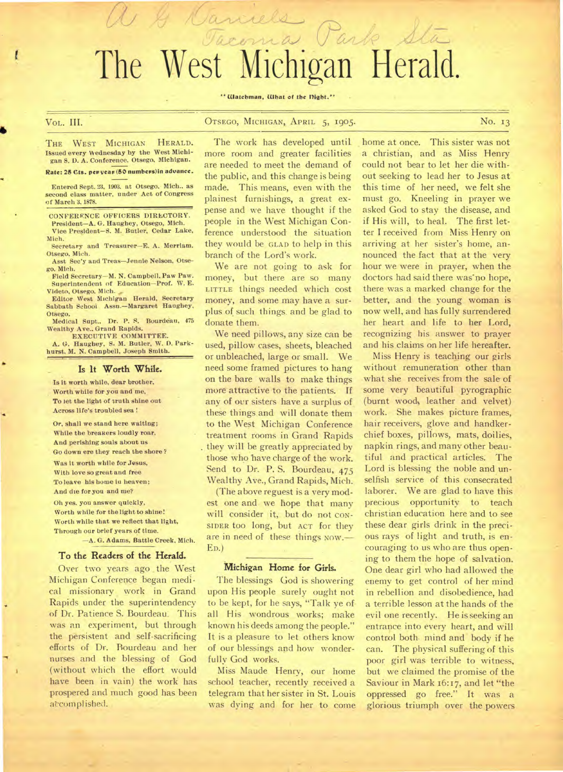# The West Michigan Herald.

"Watchman, What of the Night."

VOL. III. OTSEGO, MICHIGAN, APRIL 5, 1905. No. 13

THE WEST MICHIGAN HERALD. Issued every Wednesday by the West Michigan S. D. A. Conference, Otsego, Michigan.

**Rate: 25 Cts. per year (50 numbers) in advance.**

Entered Sept. 23, 1903, at Otsego, Mich., as second class matter, under Act of Congress of March 3, 1878.

CONFERENCE OFFICERS DIRECTORY.
President—A. G. Haughey, Otsego, Mich.
Vice President—S. M. Butler, Cedar Lake, Mich.
Secretary and Treasurer—E. A. Merriam, Otsego, Mich.
Asst Sec'y and Treas—Jennie Nelson, Otsego, Mich.
Field Secretary—M. N. Campbell, Paw Paw.
Superintendent of Education—Prof. W. E. Videto, Otsego, Mich.
Editor West Michigan Herald, Secretary Sabbath School Assn.—Margaret Haughey, Otsego.
Medical Supt., Dr. P. S. Bourdeau, 475 Wealthy Ave., Grand Rapids.
EXECUTIVE COMMITTEE.
A. G. Haughey, S. M. Butler, W. D. Parkhurst, M. N. Campbell, Joseph Smith.

## Is It Worth While.

Is it worth while, dear brother,
Worth while for you and me,
To let the light of truth shine out
Across life's troubled sea!

Or, shall we stand here waiting;
While the breakers loudly roar,
And perishing souls about us
Go down ere they reach the shore?

Was it worth while for Jesus,
With love so great and free
To leave his home in heaven;
And die for you and me?

Oh yes, you answer quickly,
Worth while for the light to shine!
Worth while that we reflect that light,
Through our brief years of time.

—A. G. Adams, Battle Creek, Mich.

## To the Readers of the Herald.

Over two years ago the West Michigan Conference began medical missionary work in Grand Rapids under the superintendency of Dr. Patience S. Bourdeau. This was an experiment, but through the persistent and self-sacrificing efforts of Dr. Bourdeau and her nurses and the blessing of God (without which the effort would have been in vain) the work has prospered and much good has been accomplished.

The work has developed until more room and greater facilities are needed to meet the demand of the public, and this change is being made. This means, even with the plainest furnishings, a great expense and we have thought if the people in the West Michigan Conference understood the situation they would be GLAD to help in this branch of the Lord's work.

We are not going to ask for money, but there are so many LITTLE things needed which cost money, and some may have a surplus of such things and be glad to donate them.

We need pillows, any size can be used, pillow cases, sheets, bleached or unbleached, large or small. We need some framed pictures to hang on the bare walls to make things more attractive to the patients. If any of our sisters have a surplus of these things and will donate them to the West Michigan Conference treatment rooms in Grand Rapids they will be greatly appreciated by those who have charge of the work. Send to Dr. P. S. Bourdeau, 475 Wealthy Ave., Grand Rapids, Mich.

(The above request is a very modest one and we hope that many will consider it, but do not CONSIDER too long, but ACT for they are in need of these things NOW.—ED.)

## Michigan Home for Girls.

The blessings God is showering upon His people surely ought not to be kept, for he says, "Talk ye of all His wondrous works; make known his deeds among the people." It is a pleasure to let others know of our blessings and how wonderfully God works.

Miss Maude Henry, our home school teacher, recently received a telegram that her sister in St. Louis was dying and for her to come home at once. This sister was not a christian, and as Miss Henry could not bear to let her die without seeking to lead her to Jesus at this time of her need, we felt she must go. Kneeling in prayer we asked God to stay the disease, and if His will, to heal. The first letter I received from Miss Henry on arriving at her sister's home, announced the fact that at the very hour we were in prayer, when the doctors had said there was no hope, there was a marked change for the better, and the young woman is now well, and has fully surrendered her heart and life to her Lord, recognizing his answer to prayer and his claims on her life hereafter.

Miss Henry is teaching our girls without remuneration other than what she receives from the sale of some very beautiful pyrographic (burnt wood, leather and velvet) work. She makes picture frames, hair receivers, glove and handkerchief boxes, pillows, mats, doilies, napkin rings, and many other beautiful and practical articles. The Lord is blessing the noble and unselfish service of this consecrated laborer. We are glad to have this precious opportunity to teach christian education here and to see these dear girls drink in the precious rays of light and truth, is encouraging to us who are thus opening to them the hope of salvation. One dear girl who had allowed the enemy to get control of her mind in rebellion and disobedience, had a terrible lesson at the hands of the evil one recently. He is seeking an entrance into every heart, and will control both mind and body if he can. The physical suffering of this poor girl was terrible to witness, but we claimed the promise of the Saviour in Mark 16:17, and let "the oppressed go free." It was a glorious triumph over the powers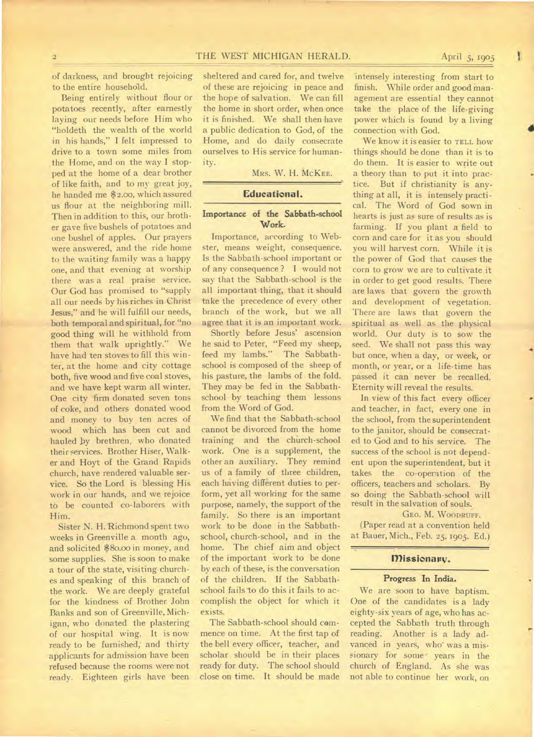of darkness, and brought rejoicing to the entire household.

Being entirely without flour or potatoes recently, after earnestly laying our needs before Him who "holdeth the wealth of the world in his hands," I felt impressed to drive to a town some miles from the Home, and on the way I stopped at the home of a dear brother of like faith, and to my great joy, he handed me $2.00, which assured us flour at the neighboring mill. Then in addition to this, our brother gave five bushels of potatoes and one bushel of apples. Our prayers were answered, and the ride home to the waiting family was a happy one, and that evening at worship there was a real praise service. Our God has promised to "supply all our needs by his riches in Christ Jesus," and he will fulfill our needs, both temporal and spiritual, for "no good thing will he withhold from them that walk uprightly." We have had ten stoves to fill this winter, at the home and city cottage both, five wood and five coal stoves, and we have kept warm all winter. One city firm donated seven tons of coke, and others donated wood and money to buy ten acres of wood which has been cut and hauled by brethren, who donated their services. Brother Hiser, Walker and Hoyt of the Grand Rapids church, have rendered valuable service. So the Lord is blessing His work in our hands, and we rejoice to be counted co-laborers with Him.

Sister N. H. Richmond spent two weeks in Greenville a month ago, and solicited $80.00 in money, and some supplies. She is soon to make a tour of the state, visiting churches and speaking of this branch of the work. We are deeply grateful for the kindness of Brother John Banks and son of Greenville, Michigan, who donated the plastering of our hospital wing. It is now ready to be furnished, and thirty applicants for admission have been refused because the rooms were not ready. Eighteen girls have been sheltered and cared for, and twelve of these are rejoicing in peace and the hope of salvation. We can fill the home in short order, when once it is finished. We shall then have a public dedication to God, of the Home, and do daily consecrate ourselves to His service for humanity.

MRS. W. H. MCKEE.

## Educational.

### Importance of the Sabbath-school Work.

Importance, according to Webster, means weight, consequence. Is the Sabbath-school important or of any consequence? I would not say that the Sabbath-school is the all important thing, that it should take the precedence of every other branch of the work, but we all agree that it is an important work.

Shortly before Jesus' ascension he said to Peter, "Feed my sheep, feed my lambs." The Sabbath-school is composed of the sheep of his pasture, the lambs of the fold. They may be fed in the Sabbath-school by teaching them lessons from the Word of God.

We find that the Sabbath-school cannot be divorced from the home training and the church-school work. One is a supplement, the other an auxiliary. They remind us of a family of three children, each having different duties to perform, yet all working for the same purpose, namely, the support of the family. So there is an important work to be done in the Sabbath-school, church-school, and in the home. The chief aim and object of the important work to be done by each of these, is the conversation of the children. If the Sabbath-school fails to do this it fails to accomplish the object for which it exists.

The Sabbath-school should commence on time. At the first tap of the bell every officer, teacher, and scholar should be in their places ready for duty. The school should close on time. It should be made intensely interesting from start to finish. While order and good management are essential they cannot take the place of the life-giving power which is found by a living connection with God.

We know it is easier to TELL how things should be done than it is to do them. It is easier to write out a theory than to put it into practice. But if christianity is anything at all, it is intensely practical. The Word of God sown in hearts is just as sure of results as is farming. If you plant a field to corn and care for it as you should you will harvest corn. While it is the power of God that causes the corn to grow we are to cultivate it in order to get good results. There are laws that govern the growth and development of vegetation. There are laws that govern the spiritual as well as the physical world. Our duty is to sow the seed. We shall not pass this way but once, when a day, or week, or month, or year, or a life-time has passed it can never be recalled. Eternity will reveal the results.

In view of this fact every officer and teacher, in fact, every one in the school, from the superintendent to the janitor, should be consecrated to God and to his service. The success of the school is not dependent upon the superintendent, but it takes the co-operation of the officers, teachers and scholars. By so doing the Sabbath-school will result in the salvation of souls.

GEO. M. WOODRUFF.

(Paper read at a convention held at Bauer, Mich., Feb. 25, 1905. Ed.)

## Missionary.

### Progress In India.

We are soon to have baptism. One of the candidates is a lady eighty-six years of age, who has accepted the Sabbath truth through reading. Another is a lady advanced in years, who was a missionary for some years in the church of England. As she was not able to continue her work, on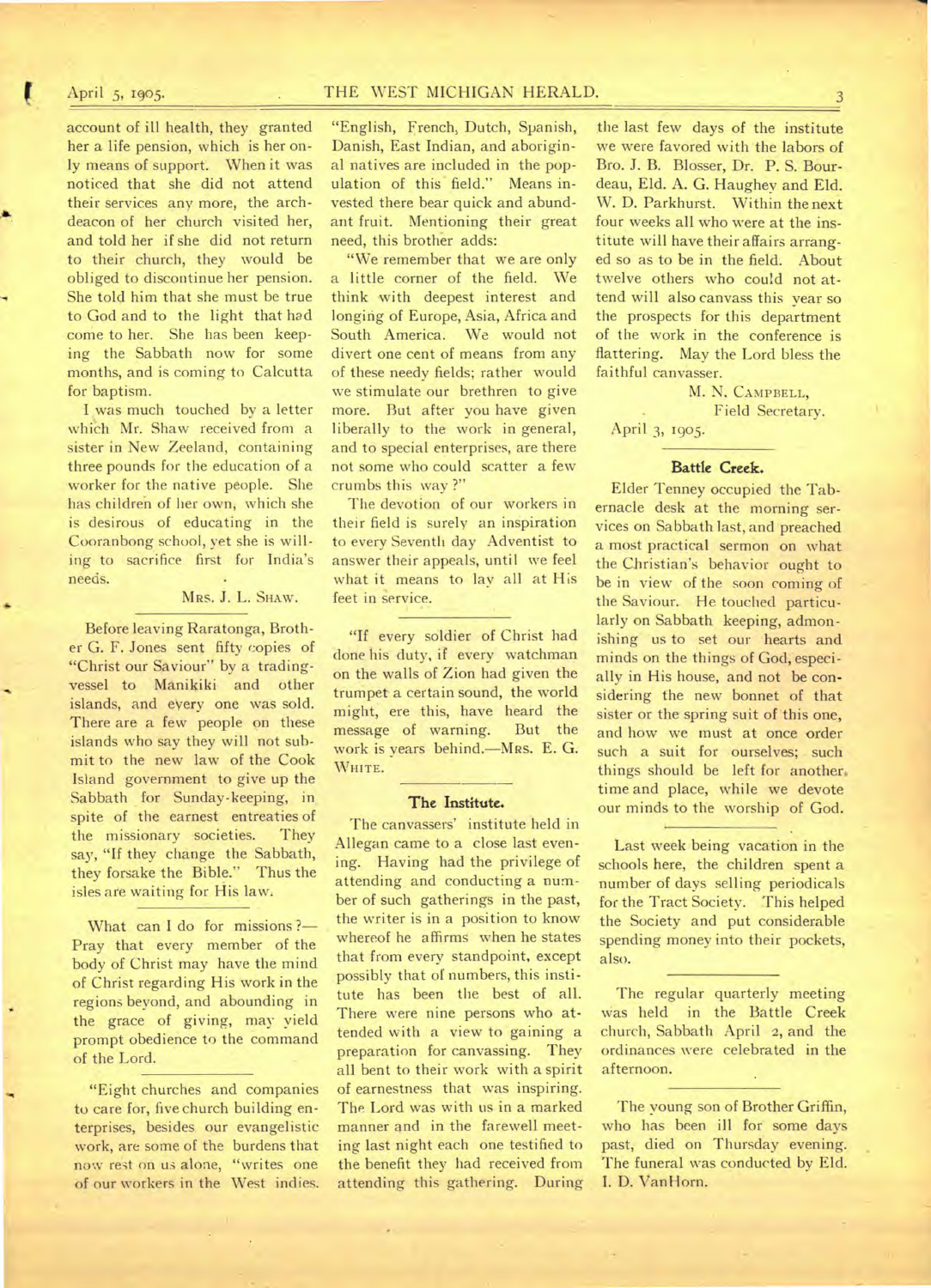account of ill health, they granted her a life pension, which is her only means of support. When it was noticed that she did not attend their services any more, the archdeacon of her church visited her, and told her if she did not return to their church, they would be obliged to discontinue her pension. She told him that she must be true to God and to the light that had come to her. She has been keeping the Sabbath now for some months, and is coming to Calcutta for baptism.

I was much touched by a letter which Mr. Shaw received from a sister in New Zeeland, containing three pounds for the education of a worker for the native people. She has children of her own, which she is desirous of educating in the Cooranbong school, yet she is willing to sacrifice first for India's needs.

MRS. J. L. SHAW.

---

Before leaving Raratonga, Brother G. F. Jones sent fifty copies of "Christ our Saviour" by a trading-vessel to Manikiki and other islands, and every one was sold. There are a few people on these islands who say they will not submit to the new law of the Cook Island government to give up the Sabbath for Sunday-keeping, in spite of the earnest entreaties of the missionary societies. They say, "If they change the Sabbath, they forsake the Bible." Thus the isles are waiting for His law.

---

What can I do for missions?—Pray that every member of the body of Christ may have the mind of Christ regarding His work in the regions beyond, and abounding in the grace of giving, may yield prompt obedience to the command of the Lord.

---

"Eight churches and companies to care for, five church building enterprises, besides our evangelistic work, are some of the burdens that now rest on us alone, "writes one of our workers in the West indies. "English, French, Dutch, Spanish, Danish, East Indian, and aboriginal natives are included in the population of this field." Means invested there bear quick and abundant fruit. Mentioning their great need, this brother adds:

"We remember that we are only a little corner of the field. We think with deepest interest and longing of Europe, Asia, Africa and South America. We would not divert one cent of means from any of these needy fields; rather would we stimulate our brethren to give more. But after you have given liberally to the work in general, and to special enterprises, are there not some who could scatter a few crumbs this way?"

The devotion of our workers in their field is surely an inspiration to every Seventh day Adventist to answer their appeals, until we feel what it means to lay all at His feet in service.

---

"If every soldier of Christ had done his duty, if every watchman on the walls of Zion had given the trumpet a certain sound, the world might, ere this, have heard the message of warning. But the work is years behind.—MRS. E. G. WHITE.

---

### The Institute.

The canvassers' institute held in Allegan came to a close last evening. Having had the privilege of attending and conducting a number of such gatherings in the past, the writer is in a position to know whereof he affirms when he states that from every standpoint, except possibly that of numbers, this institute has been the best of all. There were nine persons who attended with a view to gaining a preparation for canvassing. They all bent to their work with a spirit of earnestness that was inspiring. The Lord was with us in a marked manner and in the farewell meeting last night each one testified to the benefit they had received from attending this gathering. During the last few days of the institute we were favored with the labors of Bro. J. B. Blosser, Dr. P. S. Bourdeau, Eld. A. G. Haughey and Eld. W. D. Parkhurst. Within the next four weeks all who were at the institute will have their affairs arranged so as to be in the field. About twelve others who could not attend will also canvass this year so the prospects for this department of the work in the conference is flattering. May the Lord bless the faithful canvasser.

M. N. CAMPBELL,
Field Secretary.

April 3, 1905.

---

### Battle Creek.

Elder Tenney occupied the Tabernacle desk at the morning services on Sabbath last, and preached a most practical sermon on what the Christian's behavior ought to be in view of the soon coming of the Saviour. He touched particularly on Sabbath keeping, admonishing us to set our hearts and minds on the things of God, especially in His house, and not be considering the new bonnet of that sister or the spring suit of this one, and how we must at once order such a suit for ourselves; such things should be left for another time and place, while we devote our minds to the worship of God.

---

Last week being vacation in the schools here, the children spent a number of days selling periodicals for the Tract Society. This helped the Society and put considerable spending money into their pockets, also.

---

The regular quarterly meeting was held in the Battle Creek church, Sabbath April 2, and the ordinances were celebrated in the afternoon.

---

The young son of Brother Griffin, who has been ill for some days past, died on Thursday evening. The funeral was conducted by Eld. I. D. VanHorn.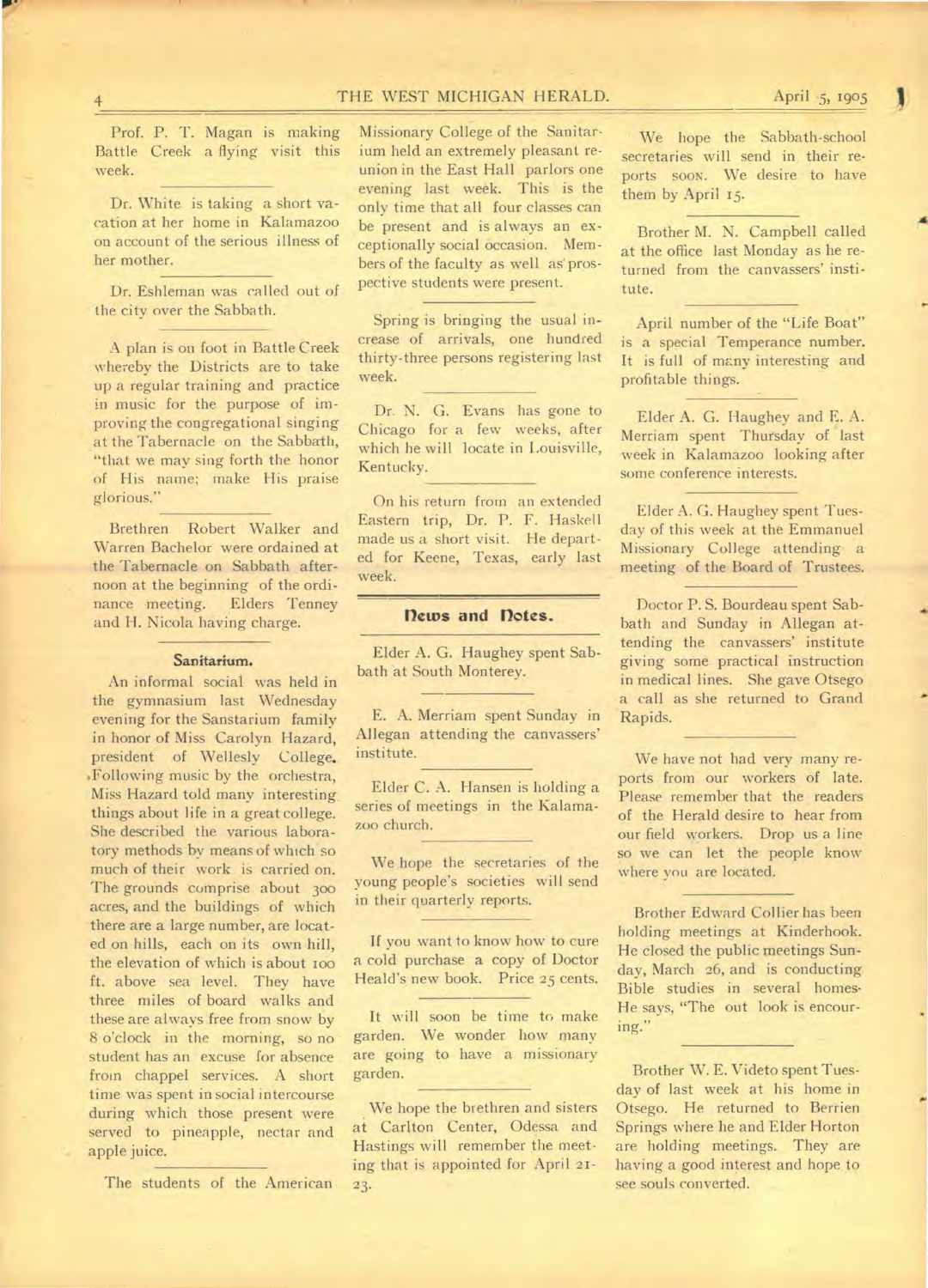Prof. P. T. Magan is making Battle Creek a flying visit this week.

Dr. White is taking a short vacation at her home in Kalamazoo on account of the serious illness of her mother.

Dr. Eshleman was called out of the city over the Sabbath.

A plan is on foot in Battle Creek whereby the Districts are to take up a regular training and practice in music for the purpose of improving the congregational singing at the Tabernacle on the Sabbath, "that we may sing forth the honor of His name; make His praise glorious."

Brethren Robert Walker and Warren Bachelor were ordained at the Tabernacle on Sabbath afternoon at the beginning of the ordinance meeting. Elders Tenney and H. Nicola having charge.

### Sanitarium.

An informal social was held in the gymnasium last Wednesday evening for the Sanstarium family in honor of Miss Carolyn Hazard, president of Wellesly College. Following music by the orchestra, Miss Hazard told many interesting things about life in a great college. She described the various laboratory methods by means of which so much of their work is carried on. The grounds comprise about 300 acres, and the buildings of which there are a large number, are located on hills, each on its own hill, the elevation of which is about 100 ft. above sea level. They have three miles of board walks and these are always free from snow by 8 o'clock in the morning, so no student has an excuse for absence from chappel services. A short time was spent in social intercourse during which those present were served to pineapple, nectar and apple juice.

The students of the American Missionary College of the Sanitarium held an extremely pleasant reunion in the East Hall parlors one evening last week. This is the only time that all four classes can be present and is always an exceptionally social occasion. Members of the faculty as well as prospective students were present.

Spring is bringing the usual increase of arrivals, one hundred thirty-three persons registering last week.

Dr. N. G. Evans has gone to Chicago for a few weeks, after which he will locate in Louisville, Kentucky.

On his return from an extended Eastern trip, Dr. P. F. Haskell made us a short visit. He departed for Keene, Texas, early last week.

## News and Notes.

Elder A. G. Haughey spent Sabbath at South Monterey.

E. A. Merriam spent Sunday in Allegan attending the canvassers' institute.

Elder C. A. Hansen is holding a series of meetings in the Kalamazoo church.

We hope the secretaries of the young people's societies will send in their quarterly reports.

If you want to know how to cure a cold purchase a copy of Doctor Heald's new book. Price 25 cents.

It will soon be time to make garden. We wonder how many are going to have a missionary garden.

We hope the brethren and sisters at Carlton Center, Odessa and Hastings will remember the meeting that is appointed for April 21-23.

We hope the Sabbath-school secretaries will send in their reports SOON. We desire to have them by April 15.

Brother M. N. Campbell called at the office last Monday as he returned from the canvassers' institute.

April number of the "Life Boat" is a special Temperance number. It is full of many interesting and profitable things.

Elder A. G. Haughey and E. A. Merriam spent Thursday of last week in Kalamazoo looking after some conference interests.

Elder A. G. Haughey spent Tuesday of this week at the Emmanuel Missionary College attending a meeting of the Board of Trustees.

Doctor P. S. Bourdeau spent Sabbath and Sunday in Allegan attending the canvassers' institute giving some practical instruction in medical lines. She gave Otsego a call as she returned to Grand Rapids.

We have not had very many reports from our workers of late. Please remember that the readers of the Herald desire to hear from our field workers. Drop us a line so we can let the people know where you are located.

Brother Edward Collier has been holding meetings at Kinderhook. He closed the public meetings Sunday, March 26, and is conducting Bible studies in several homes. He says, "The out look is encouraging."

Brother W. E. Videto spent Tuesday of last week at his home in Otsego. He returned to Berrien Springs where he and Elder Horton are holding meetings. They are having a good interest and hope to see souls converted.